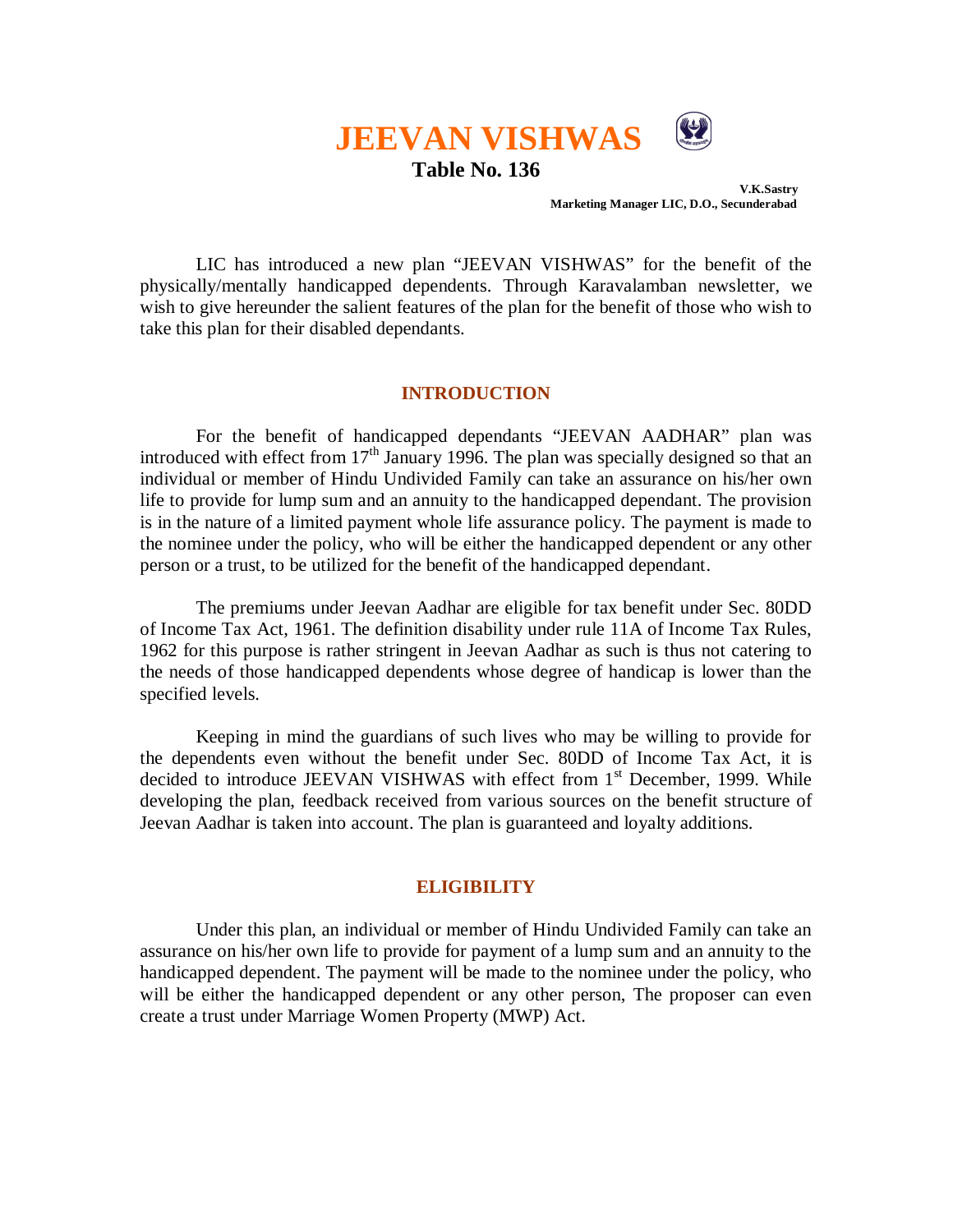# JEEVAN VISHWAS

**Table No. 136**

**V.K.Sastry**
**Marketing Manager LIC, D.O., Secunderabad**

LIC has introduced a new plan "JEEVAN VISHWAS" for the benefit of the physically/mentally handicapped dependents. Through Karavalamban newsletter, we wish to give hereunder the salient features of the plan for the benefit of those who wish to take this plan for their disabled dependants.

## INTRODUCTION

For the benefit of handicapped dependants "JEEVAN AADHAR" plan was introduced with effect from 17th January 1996. The plan was specially designed so that an individual or member of Hindu Undivided Family can take an assurance on his/her own life to provide for lump sum and an annuity to the handicapped dependant. The provision is in the nature of a limited payment whole life assurance policy. The payment is made to the nominee under the policy, who will be either the handicapped dependent or any other person or a trust, to be utilized for the benefit of the handicapped dependant.

The premiums under Jeevan Aadhar are eligible for tax benefit under Sec. 80DD of Income Tax Act, 1961. The definition disability under rule 11A of Income Tax Rules, 1962 for this purpose is rather stringent in Jeevan Aadhar as such is thus not catering to the needs of those handicapped dependents whose degree of handicap is lower than the specified levels.

Keeping in mind the guardians of such lives who may be willing to provide for the dependents even without the benefit under Sec. 80DD of Income Tax Act, it is decided to introduce JEEVAN VISHWAS with effect from 1st December, 1999. While developing the plan, feedback received from various sources on the benefit structure of Jeevan Aadhar is taken into account. The plan is guaranteed and loyalty additions.

## ELIGIBILITY

Under this plan, an individual or member of Hindu Undivided Family can take an assurance on his/her own life to provide for payment of a lump sum and an annuity to the handicapped dependent. The payment will be made to the nominee under the policy, who will be either the handicapped dependent or any other person, The proposer can even create a trust under Marriage Women Property (MWP) Act.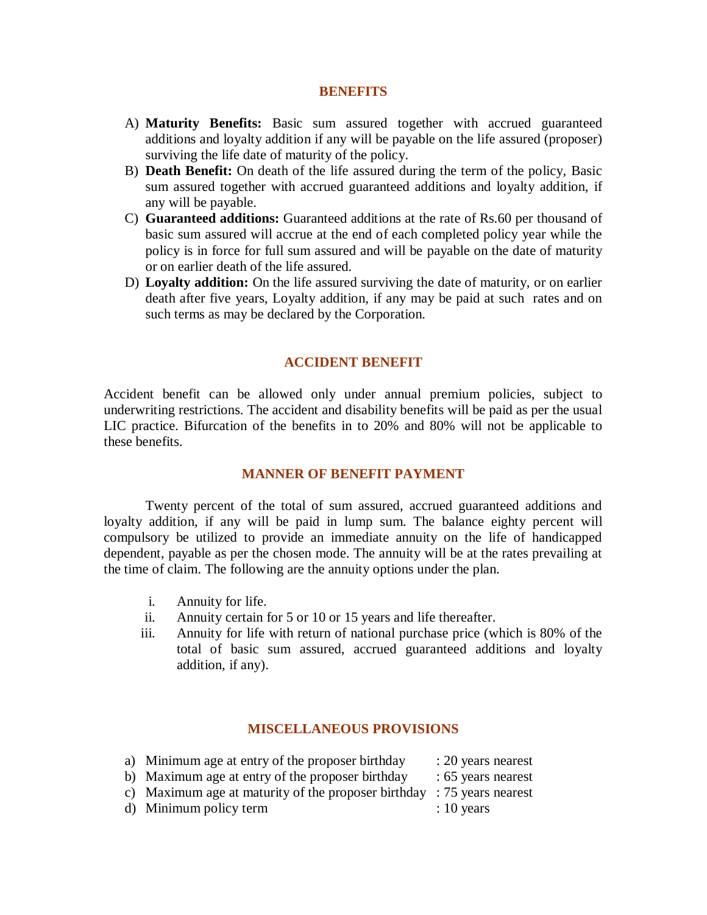## BENEFITS

A) **Maturity Benefits:** Basic sum assured together with accrued guaranteed additions and loyalty addition if any will be payable on the life assured (proposer) surviving the life date of maturity of the policy.

B) **Death Benefit:** On death of the life assured during the term of the policy, Basic sum assured together with accrued guaranteed additions and loyalty addition, if any will be payable.

C) **Guaranteed additions:** Guaranteed additions at the rate of Rs.60 per thousand of basic sum assured will accrue at the end of each completed policy year while the policy is in force for full sum assured and will be payable on the date of maturity or on earlier death of the life assured.

D) **Loyalty addition:** On the life assured surviving the date of maturity, or on earlier death after five years, Loyalty addition, if any may be paid at such rates and on such terms as may be declared by the Corporation.

## ACCIDENT BENEFIT

Accident benefit can be allowed only under annual premium policies, subject to underwriting restrictions. The accident and disability benefits will be paid as per the usual LIC practice. Bifurcation of the benefits in to 20% and 80% will not be applicable to these benefits.

## MANNER OF BENEFIT PAYMENT

Twenty percent of the total of sum assured, accrued guaranteed additions and loyalty addition, if any will be paid in lump sum. The balance eighty percent will compulsory be utilized to provide an immediate annuity on the life of handicapped dependent, payable as per the chosen mode. The annuity will be at the rates prevailing at the time of claim. The following are the annuity options under the plan.

i. Annuity for life.
ii. Annuity certain for 5 or 10 or 15 years and life thereafter.
iii. Annuity for life with return of national purchase price (which is 80% of the total of basic sum assured, accrued guaranteed additions and loyalty addition, if any).

## MISCELLANEOUS PROVISIONS

a) Minimum age at entry of the proposer birthday : 20 years nearest
b) Maximum age at entry of the proposer birthday : 65 years nearest
c) Maximum age at maturity of the proposer birthday : 75 years nearest
d) Minimum policy term : 10 years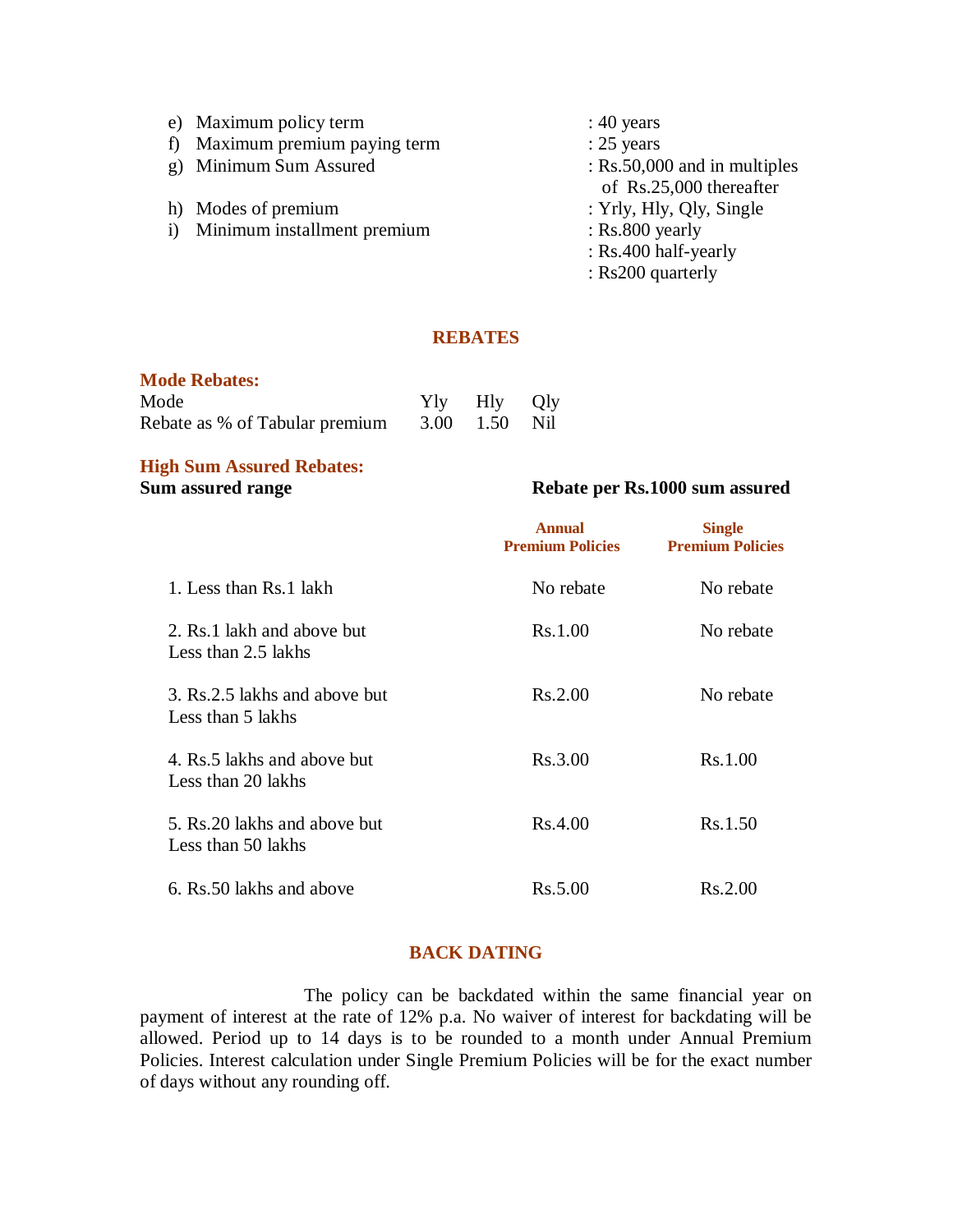e) Maximum policy term : 40 years
f) Maximum premium paying term : 25 years
g) Minimum Sum Assured : Rs.50,000 and in multiples of Rs.25,000 thereafter
h) Modes of premium : Yrly, Hly, Qly, Single
i) Minimum installment premium : Rs.800 yearly
: Rs.400 half-yearly
: Rs200 quarterly

## REBATES

### Mode Rebates:

| Mode | Yly | Hly | Qly |
|---|---|---|---|
| Rebate as % of Tabular premium | 3.00 | 1.50 | Nil |

### High Sum Assured Rebates:

| Sum assured range | Rebate per Rs.1000 sum assured | |
|---|---|---|
| | **Annual Premium Policies** | **Single Premium Policies** |
| 1. Less than Rs.1 lakh | No rebate | No rebate |
| 2. Rs.1 lakh and above but Less than 2.5 lakhs | Rs.1.00 | No rebate |
| 3. Rs.2.5 lakhs and above but Less than 5 lakhs | Rs.2.00 | No rebate |
| 4. Rs.5 lakhs and above but Less than 20 lakhs | Rs.3.00 | Rs.1.00 |
| 5. Rs.20 lakhs and above but Less than 50 lakhs | Rs.4.00 | Rs.1.50 |
| 6. Rs.50 lakhs and above | Rs.5.00 | Rs.2.00 |

## BACK DATING

The policy can be backdated within the same financial year on payment of interest at the rate of 12% p.a. No waiver of interest for backdating will be allowed. Period up to 14 days is to be rounded to a month under Annual Premium Policies. Interest calculation under Single Premium Policies will be for the exact number of days without any rounding off.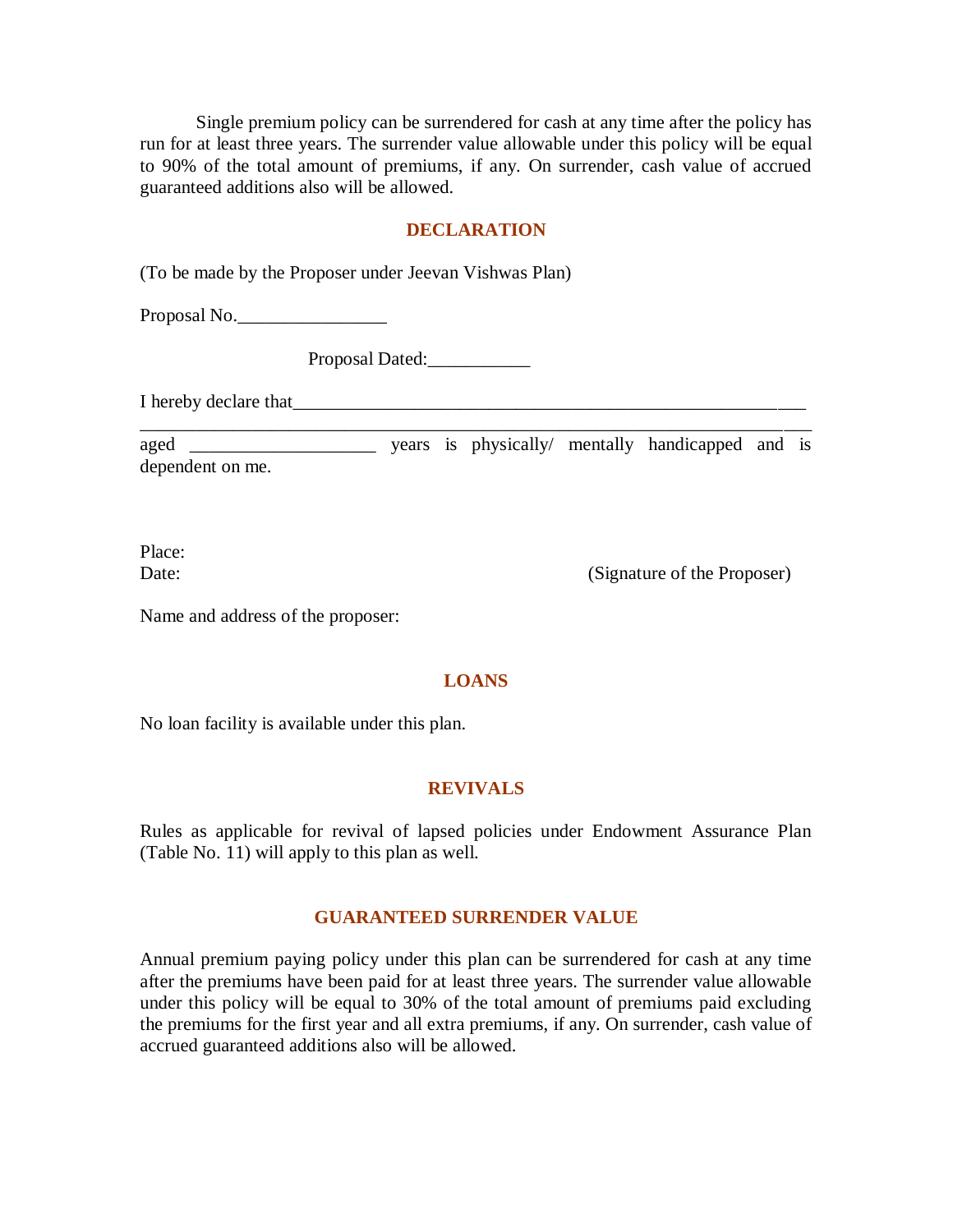Single premium policy can be surrendered for cash at any time after the policy has run for at least three years. The surrender value allowable under this policy will be equal to 90% of the total amount of premiums, if any. On surrender, cash value of accrued guaranteed additions also will be allowed.

## DECLARATION

(To be made by the Proposer under Jeevan Vishwas Plan)

Proposal No.________________

Proposal Dated:___________

I hereby declare that___________________________________________________________
_____________________________________________________________________________
aged ____________________ years is physically/ mentally handicapped and is dependent on me.

Place:

Date: (Signature of the Proposer)

Name and address of the proposer:

## LOANS

No loan facility is available under this plan.

## REVIVALS

Rules as applicable for revival of lapsed policies under Endowment Assurance Plan (Table No. 11) will apply to this plan as well.

## GUARANTEED SURRENDER VALUE

Annual premium paying policy under this plan can be surrendered for cash at any time after the premiums have been paid for at least three years. The surrender value allowable under this policy will be equal to 30% of the total amount of premiums paid excluding the premiums for the first year and all extra premiums, if any. On surrender, cash value of accrued guaranteed additions also will be allowed.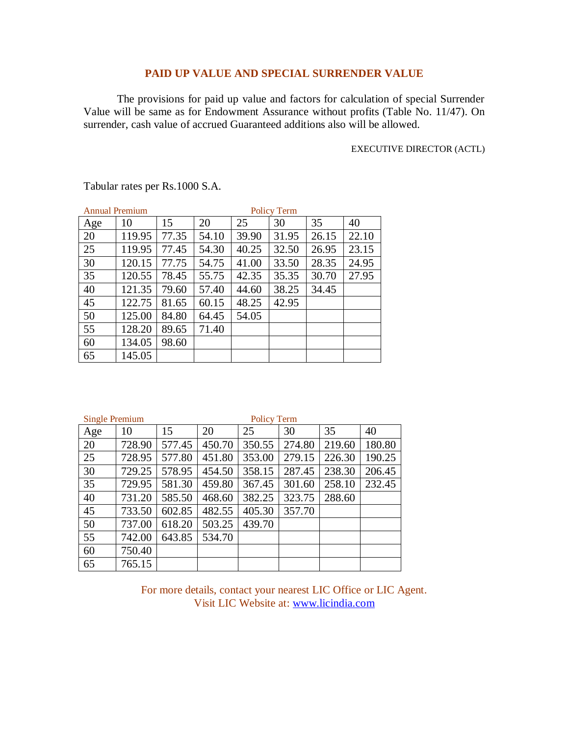## PAID UP VALUE AND SPECIAL SURRENDER VALUE

The provisions for paid up value and factors for calculation of special Surrender Value will be same as for Endowment Assurance without profits (Table No. 11/47). On surrender, cash value of accrued Guaranteed additions also will be allowed.

EXECUTIVE DIRECTOR (ACTL)

Tabular rates per Rs.1000 S.A.

Annual Premium — Policy Term

| Age | 10 | 15 | 20 | 25 | 30 | 35 | 40 |
|---|---|---|---|---|---|---|---|
| 20 | 119.95 | 77.35 | 54.10 | 39.90 | 31.95 | 26.15 | 22.10 |
| 25 | 119.95 | 77.45 | 54.30 | 40.25 | 32.50 | 26.95 | 23.15 |
| 30 | 120.15 | 77.75 | 54.75 | 41.00 | 33.50 | 28.35 | 24.95 |
| 35 | 120.55 | 78.45 | 55.75 | 42.35 | 35.35 | 30.70 | 27.95 |
| 40 | 121.35 | 79.60 | 57.40 | 44.60 | 38.25 | 34.45 | |
| 45 | 122.75 | 81.65 | 60.15 | 48.25 | 42.95 | | |
| 50 | 125.00 | 84.80 | 64.45 | 54.05 | | | |
| 55 | 128.20 | 89.65 | 71.40 | | | | |
| 60 | 134.05 | 98.60 | | | | | |
| 65 | 145.05 | | | | | | |

Single Premium — Policy Term

| Age | 10 | 15 | 20 | 25 | 30 | 35 | 40 |
|---|---|---|---|---|---|---|---|
| 20 | 728.90 | 577.45 | 450.70 | 350.55 | 274.80 | 219.60 | 180.80 |
| 25 | 728.95 | 577.80 | 451.80 | 353.00 | 279.15 | 226.30 | 190.25 |
| 30 | 729.25 | 578.95 | 454.50 | 358.15 | 287.45 | 238.30 | 206.45 |
| 35 | 729.95 | 581.30 | 459.80 | 367.45 | 301.60 | 258.10 | 232.45 |
| 40 | 731.20 | 585.50 | 468.60 | 382.25 | 323.75 | 288.60 | |
| 45 | 733.50 | 602.85 | 482.55 | 405.30 | 357.70 | | |
| 50 | 737.00 | 618.20 | 503.25 | 439.70 | | | |
| 55 | 742.00 | 643.85 | 534.70 | | | | |
| 60 | 750.40 | | | | | | |
| 65 | 765.15 | | | | | | |

For more details, contact your nearest LIC Office or LIC Agent.
Visit LIC Website at: www.licindia.com